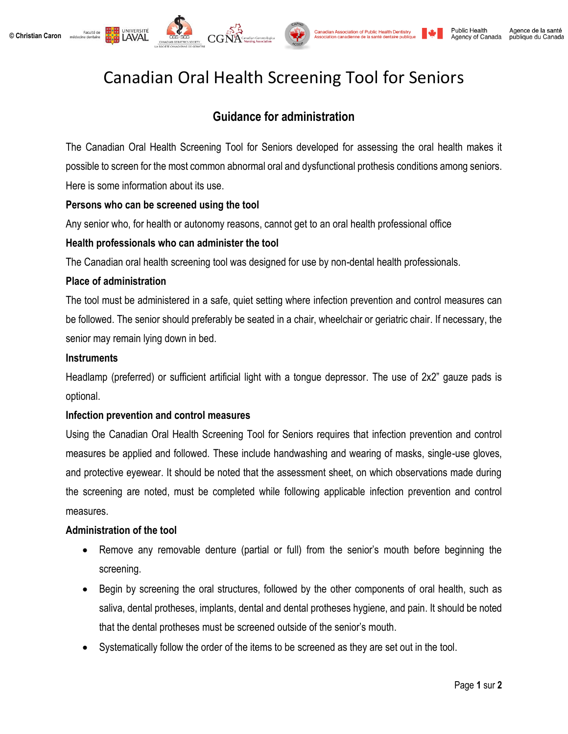© Christian Caron

# Canadian Oral Health Screening Tool for Seniors

## Guidance for administration

The Canadian Oral Health Screening Tool for Seniors developed for assessing the oral health makes it possible to screen for the most common abnormal oral and dysfunctional prothesis conditions among seniors. Here is some information about its use.

**Persons who can be screened using the tool**

Any senior who, for health or autonomy reasons, cannot get to an oral health professional office

**Health professionals who can administer the tool**

The Canadian oral health screening tool was designed for use by non-dental health professionals.

**Place of administration**

The tool must be administered in a safe, quiet setting where infection prevention and control measures can be followed. The senior should preferably be seated in a chair, wheelchair or geriatric chair. If necessary, the senior may remain lying down in bed.

**Instruments**

Headlamp (preferred) or sufficient artificial light with a tongue depressor. The use of 2x2" gauze pads is optional.

**Infection prevention and control measures**

Using the Canadian Oral Health Screening Tool for Seniors requires that infection prevention and control measures be applied and followed. These include handwashing and wearing of masks, single-use gloves, and protective eyewear. It should be noted that the assessment sheet, on which observations made during the screening are noted, must be completed while following applicable infection prevention and control measures.

**Administration of the tool**

- Remove any removable denture (partial or full) from the senior's mouth before beginning the screening.
- Begin by screening the oral structures, followed by the other components of oral health, such as saliva, dental protheses, implants, dental and dental protheses hygiene, and pain. It should be noted that the dental protheses must be screened outside of the senior's mouth.
- Systematically follow the order of the items to be screened as they are set out in the tool.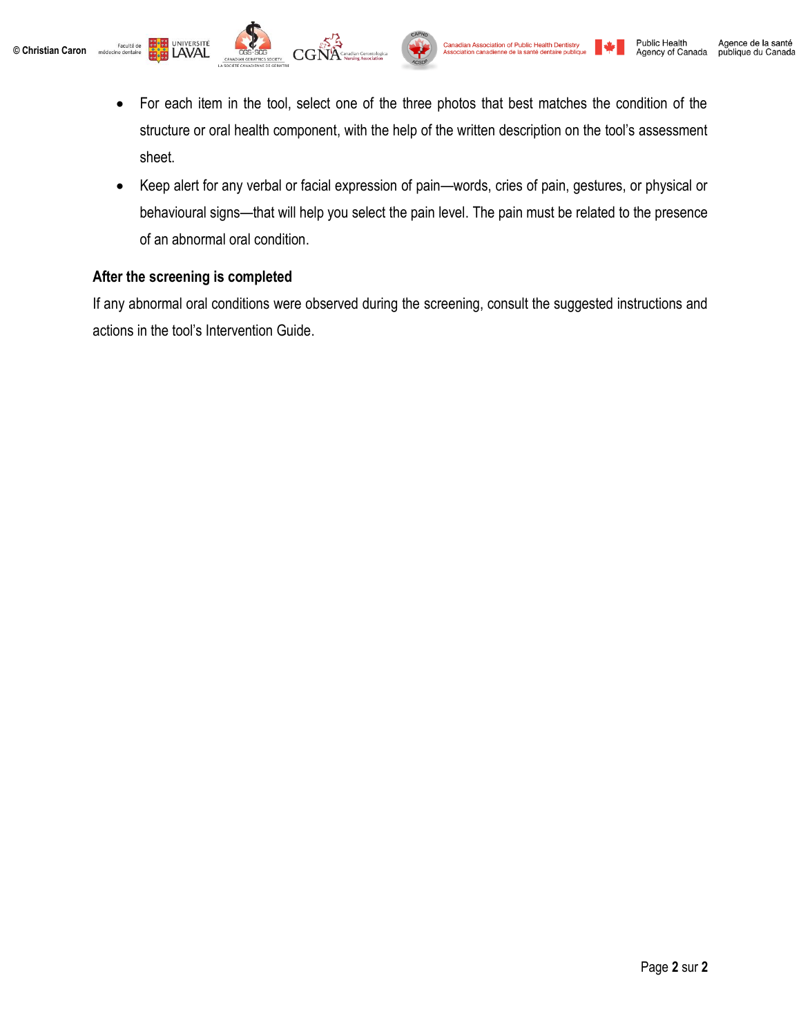- For each item in the tool, select one of the three photos that best matches the condition of the structure or oral health component, with the help of the written description on the tool's assessment sheet.
- Keep alert for any verbal or facial expression of pain—words, cries of pain, gestures, or physical or behavioural signs—that will help you select the pain level. The pain must be related to the presence of an abnormal oral condition.

**After the screening is completed**

If any abnormal oral conditions were observed during the screening, consult the suggested instructions and actions in the tool's Intervention Guide.